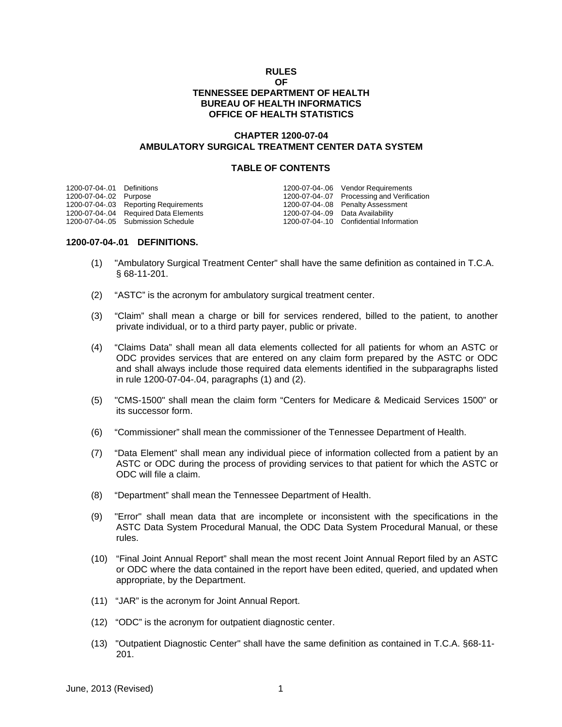**RULES**
**OF**
**TENNESSEE DEPARTMENT OF HEALTH**
**BUREAU OF HEALTH INFORMATICS**
**OFFICE OF HEALTH STATISTICS**

**CHAPTER 1200-07-04**
**AMBULATORY SURGICAL TREATMENT CENTER DATA SYSTEM**

**TABLE OF CONTENTS**

| | | | |
|---|---|---|---|
| 1200-07-04-.01 | Definitions | 1200-07-04-.06 | Vendor Requirements |
| 1200-07-04-.02 | Purpose | 1200-07-04-.07 | Processing and Verification |
| 1200-07-04-.03 | Reporting Requirements | 1200-07-04-.08 | Penalty Assessment |
| 1200-07-04-.04 | Required Data Elements | 1200-07-04-.09 | Data Availability |
| 1200-07-04-.05 | Submission Schedule | 1200-07-04-.10 | Confidential Information |

**1200-07-04-.01 DEFINITIONS.**

(1) "Ambulatory Surgical Treatment Center" shall have the same definition as contained in T.C.A. § 68-11-201.

(2) "ASTC" is the acronym for ambulatory surgical treatment center.

(3) "Claim" shall mean a charge or bill for services rendered, billed to the patient, to another private individual, or to a third party payer, public or private.

(4) "Claims Data" shall mean all data elements collected for all patients for whom an ASTC or ODC provides services that are entered on any claim form prepared by the ASTC or ODC and shall always include those required data elements identified in the subparagraphs listed in rule 1200-07-04-.04, paragraphs (1) and (2).

(5) "CMS-1500" shall mean the claim form "Centers for Medicare & Medicaid Services 1500" or its successor form.

(6) "Commissioner" shall mean the commissioner of the Tennessee Department of Health.

(7) "Data Element" shall mean any individual piece of information collected from a patient by an ASTC or ODC during the process of providing services to that patient for which the ASTC or ODC will file a claim.

(8) "Department" shall mean the Tennessee Department of Health.

(9) "Error" shall mean data that are incomplete or inconsistent with the specifications in the ASTC Data System Procedural Manual, the ODC Data System Procedural Manual, or these rules.

(10) "Final Joint Annual Report" shall mean the most recent Joint Annual Report filed by an ASTC or ODC where the data contained in the report have been edited, queried, and updated when appropriate, by the Department.

(11) "JAR" is the acronym for Joint Annual Report.

(12) "ODC" is the acronym for outpatient diagnostic center.

(13) "Outpatient Diagnostic Center" shall have the same definition as contained in T.C.A. §68-11-201.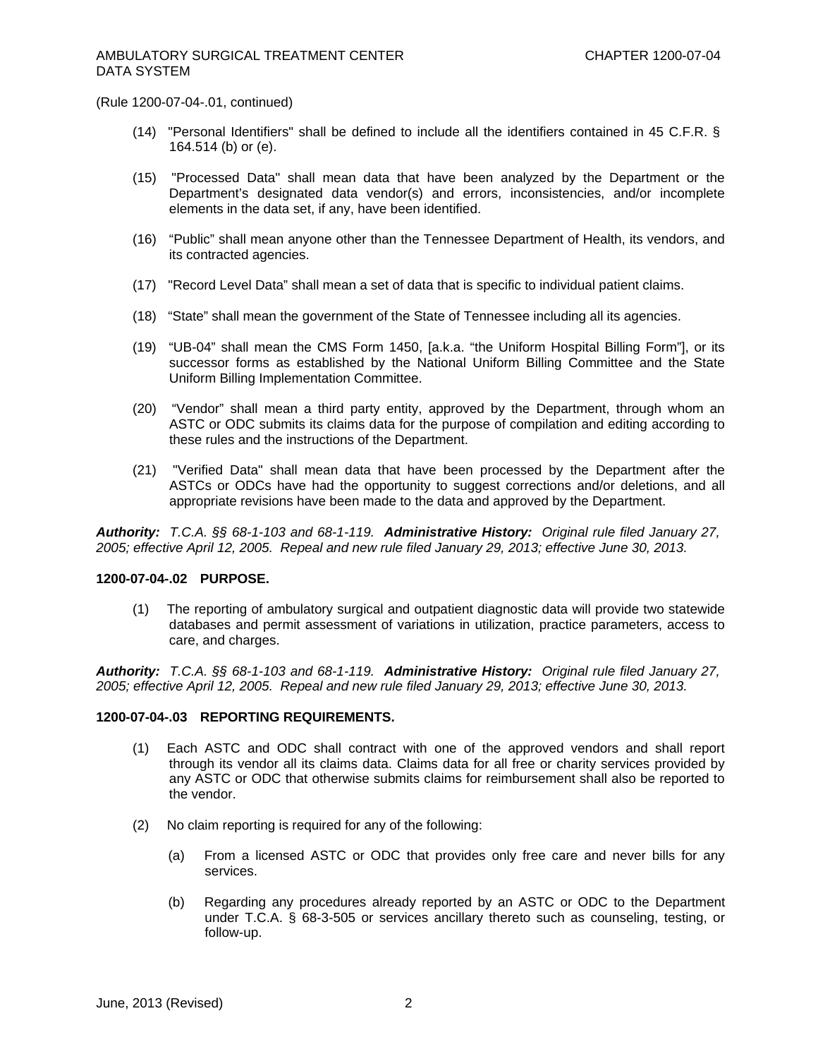(Rule 1200-07-04-.01, continued)

(14) "Personal Identifiers" shall be defined to include all the identifiers contained in 45 C.F.R. § 164.514 (b) or (e).

(15) "Processed Data" shall mean data that have been analyzed by the Department or the Department's designated data vendor(s) and errors, inconsistencies, and/or incomplete elements in the data set, if any, have been identified.

(16) "Public" shall mean anyone other than the Tennessee Department of Health, its vendors, and its contracted agencies.

(17) "Record Level Data" shall mean a set of data that is specific to individual patient claims.

(18) "State" shall mean the government of the State of Tennessee including all its agencies.

(19) "UB-04" shall mean the CMS Form 1450, [a.k.a. "the Uniform Hospital Billing Form"], or its successor forms as established by the National Uniform Billing Committee and the State Uniform Billing Implementation Committee.

(20) "Vendor" shall mean a third party entity, approved by the Department, through whom an ASTC or ODC submits its claims data for the purpose of compilation and editing according to these rules and the instructions of the Department.

(21) "Verified Data" shall mean data that have been processed by the Department after the ASTCs or ODCs have had the opportunity to suggest corrections and/or deletions, and all appropriate revisions have been made to the data and approved by the Department.

***Authority:*** *T.C.A. §§ 68-1-103 and 68-1-119.* ***Administrative History:*** *Original rule filed January 27, 2005; effective April 12, 2005. Repeal and new rule filed January 29, 2013; effective June 30, 2013.*

**1200-07-04-.02 PURPOSE.**

(1) The reporting of ambulatory surgical and outpatient diagnostic data will provide two statewide databases and permit assessment of variations in utilization, practice parameters, access to care, and charges.

***Authority:*** *T.C.A. §§ 68-1-103 and 68-1-119.* ***Administrative History:*** *Original rule filed January 27, 2005; effective April 12, 2005. Repeal and new rule filed January 29, 2013; effective June 30, 2013.*

**1200-07-04-.03 REPORTING REQUIREMENTS.**

(1) Each ASTC and ODC shall contract with one of the approved vendors and shall report through its vendor all its claims data. Claims data for all free or charity services provided by any ASTC or ODC that otherwise submits claims for reimbursement shall also be reported to the vendor.

(2) No claim reporting is required for any of the following:

(a) From a licensed ASTC or ODC that provides only free care and never bills for any services.

(b) Regarding any procedures already reported by an ASTC or ODC to the Department under T.C.A. § 68-3-505 or services ancillary thereto such as counseling, testing, or follow-up.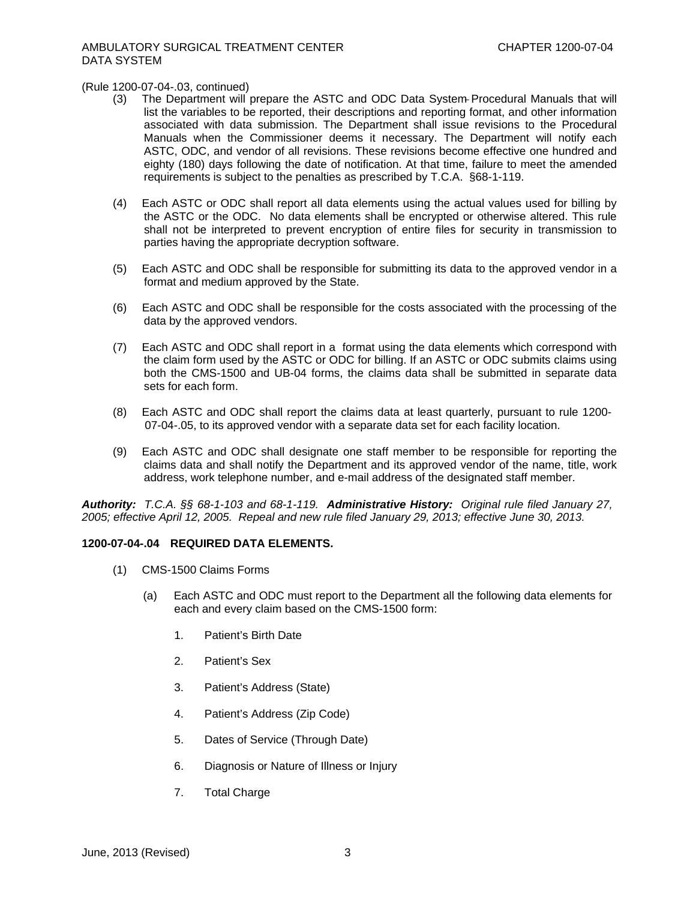(Rule 1200-07-04-.03, continued)

(3) The Department will prepare the ASTC and ODC Data System Procedural Manuals that will list the variables to be reported, their descriptions and reporting format, and other information associated with data submission. The Department shall issue revisions to the Procedural Manuals when the Commissioner deems it necessary. The Department will notify each ASTC, ODC, and vendor of all revisions. These revisions become effective one hundred and eighty (180) days following the date of notification. At that time, failure to meet the amended requirements is subject to the penalties as prescribed by T.C.A. §68-1-119.

(4) Each ASTC or ODC shall report all data elements using the actual values used for billing by the ASTC or the ODC. No data elements shall be encrypted or otherwise altered. This rule shall not be interpreted to prevent encryption of entire files for security in transmission to parties having the appropriate decryption software.

(5) Each ASTC and ODC shall be responsible for submitting its data to the approved vendor in a format and medium approved by the State.

(6) Each ASTC and ODC shall be responsible for the costs associated with the processing of the data by the approved vendors.

(7) Each ASTC and ODC shall report in a format using the data elements which correspond with the claim form used by the ASTC or ODC for billing. If an ASTC or ODC submits claims using both the CMS-1500 and UB-04 forms, the claims data shall be submitted in separate data sets for each form.

(8) Each ASTC and ODC shall report the claims data at least quarterly, pursuant to rule 1200-07-04-.05, to its approved vendor with a separate data set for each facility location.

(9) Each ASTC and ODC shall designate one staff member to be responsible for reporting the claims data and shall notify the Department and its approved vendor of the name, title, work address, work telephone number, and e-mail address of the designated staff member.

***Authority:*** *T.C.A. §§ 68-1-103 and 68-1-119.* ***Administrative History:*** *Original rule filed January 27, 2005; effective April 12, 2005. Repeal and new rule filed January 29, 2013; effective June 30, 2013.*

**1200-07-04-.04 REQUIRED DATA ELEMENTS.**

(1) CMS-1500 Claims Forms

(a) Each ASTC and ODC must report to the Department all the following data elements for each and every claim based on the CMS-1500 form:

1. Patient's Birth Date

2. Patient's Sex

3. Patient's Address (State)

4. Patient's Address (Zip Code)

5. Dates of Service (Through Date)

6. Diagnosis or Nature of Illness or Injury

7. Total Charge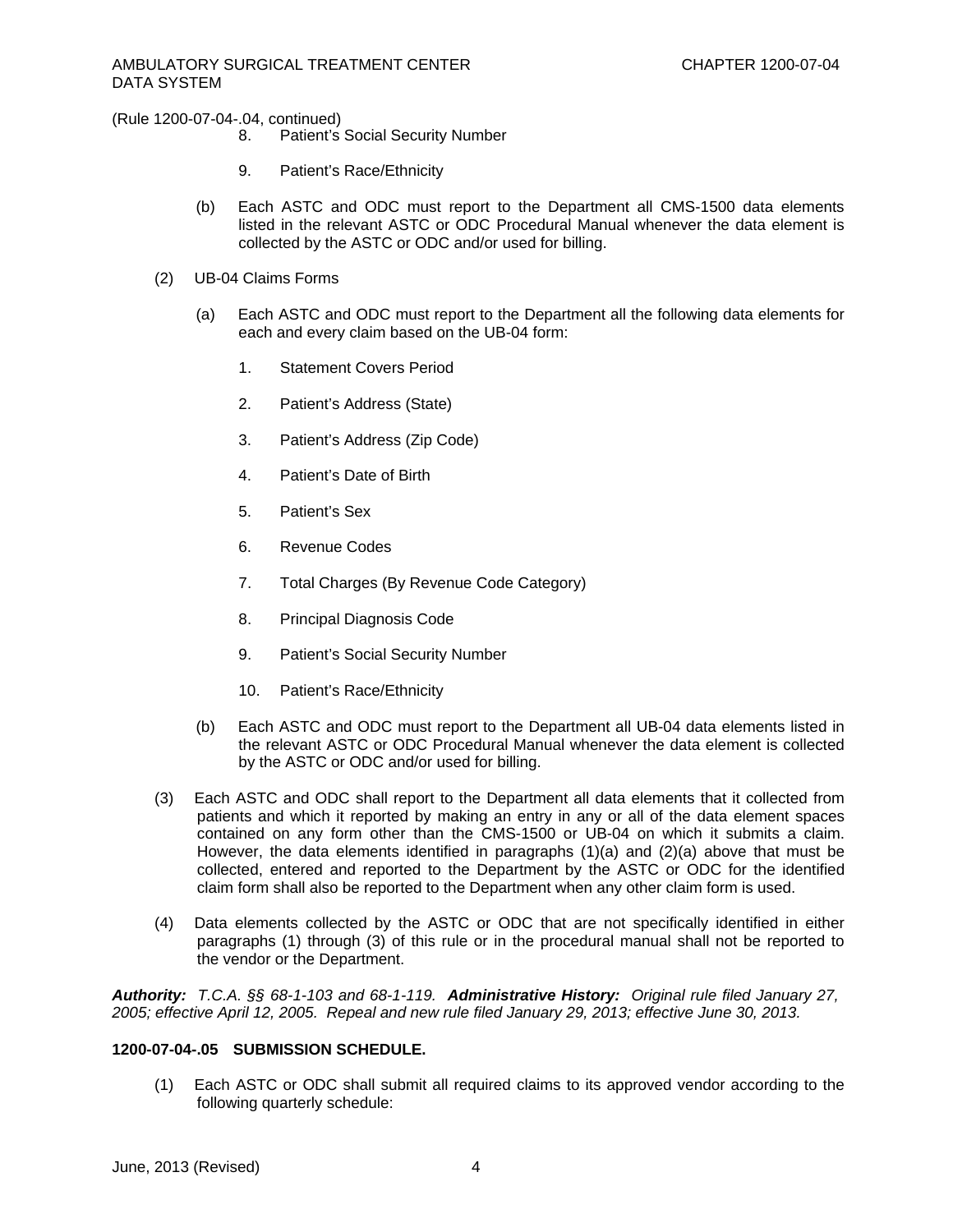(Rule 1200-07-04-.04, continued)

8. Patient's Social Security Number

9. Patient's Race/Ethnicity

(b) Each ASTC and ODC must report to the Department all CMS-1500 data elements listed in the relevant ASTC or ODC Procedural Manual whenever the data element is collected by the ASTC or ODC and/or used for billing.

(2) UB-04 Claims Forms

(a) Each ASTC and ODC must report to the Department all the following data elements for each and every claim based on the UB-04 form:

1. Statement Covers Period

2. Patient's Address (State)

3. Patient's Address (Zip Code)

4. Patient's Date of Birth

5. Patient's Sex

6. Revenue Codes

7. Total Charges (By Revenue Code Category)

8. Principal Diagnosis Code

9. Patient's Social Security Number

10. Patient's Race/Ethnicity

(b) Each ASTC and ODC must report to the Department all UB-04 data elements listed in the relevant ASTC or ODC Procedural Manual whenever the data element is collected by the ASTC or ODC and/or used for billing.

(3) Each ASTC and ODC shall report to the Department all data elements that it collected from patients and which it reported by making an entry in any or all of the data element spaces contained on any form other than the CMS-1500 or UB-04 on which it submits a claim. However, the data elements identified in paragraphs (1)(a) and (2)(a) above that must be collected, entered and reported to the Department by the ASTC or ODC for the identified claim form shall also be reported to the Department when any other claim form is used.

(4) Data elements collected by the ASTC or ODC that are not specifically identified in either paragraphs (1) through (3) of this rule or in the procedural manual shall not be reported to the vendor or the Department.

***Authority:*** *T.C.A. §§ 68-1-103 and 68-1-119.* ***Administrative History:*** *Original rule filed January 27, 2005; effective April 12, 2005. Repeal and new rule filed January 29, 2013; effective June 30, 2013.*

**1200-07-04-.05 SUBMISSION SCHEDULE.**

(1) Each ASTC or ODC shall submit all required claims to its approved vendor according to the following quarterly schedule: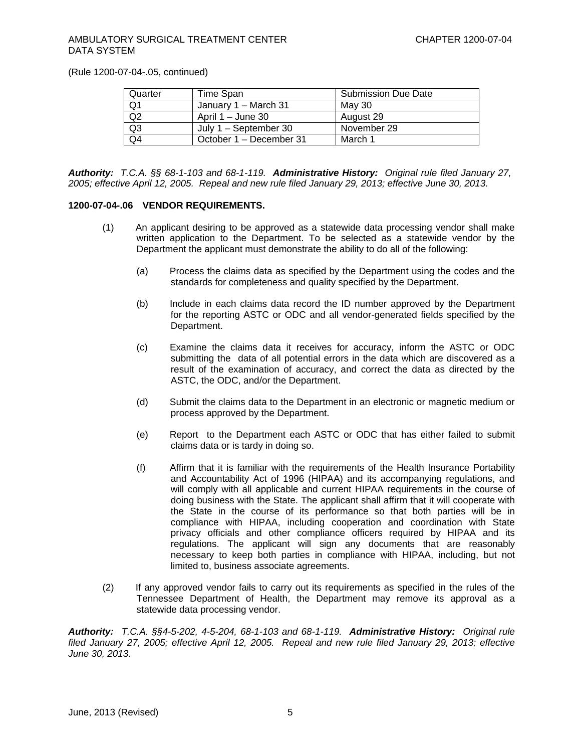(Rule 1200-07-04-.05, continued)

| Quarter | Time Span | Submission Due Date |
|---|---|---|
| Q1 | January 1 – March 31 | May 30 |
| Q2 | April 1 – June 30 | August 29 |
| Q3 | July 1 – September 30 | November 29 |
| Q4 | October 1 – December 31 | March 1 |

***Authority:*** *T.C.A. §§ 68-1-103 and 68-1-119.* ***Administrative History:*** *Original rule filed January 27, 2005; effective April 12, 2005. Repeal and new rule filed January 29, 2013; effective June 30, 2013.*

**1200-07-04-.06 VENDOR REQUIREMENTS.**

(1) An applicant desiring to be approved as a statewide data processing vendor shall make written application to the Department. To be selected as a statewide vendor by the Department the applicant must demonstrate the ability to do all of the following:

(a) Process the claims data as specified by the Department using the codes and the standards for completeness and quality specified by the Department.

(b) Include in each claims data record the ID number approved by the Department for the reporting ASTC or ODC and all vendor-generated fields specified by the Department.

(c) Examine the claims data it receives for accuracy, inform the ASTC or ODC submitting the data of all potential errors in the data which are discovered as a result of the examination of accuracy, and correct the data as directed by the ASTC, the ODC, and/or the Department.

(d) Submit the claims data to the Department in an electronic or magnetic medium or process approved by the Department.

(e) Report to the Department each ASTC or ODC that has either failed to submit claims data or is tardy in doing so.

(f) Affirm that it is familiar with the requirements of the Health Insurance Portability and Accountability Act of 1996 (HIPAA) and its accompanying regulations, and will comply with all applicable and current HIPAA requirements in the course of doing business with the State. The applicant shall affirm that it will cooperate with the State in the course of its performance so that both parties will be in compliance with HIPAA, including cooperation and coordination with State privacy officials and other compliance officers required by HIPAA and its regulations. The applicant will sign any documents that are reasonably necessary to keep both parties in compliance with HIPAA, including, but not limited to, business associate agreements.

(2) If any approved vendor fails to carry out its requirements as specified in the rules of the Tennessee Department of Health, the Department may remove its approval as a statewide data processing vendor.

***Authority:*** *T.C.A. §§4-5-202, 4-5-204, 68-1-103 and 68-1-119.* ***Administrative History:*** *Original rule filed January 27, 2005; effective April 12, 2005. Repeal and new rule filed January 29, 2013; effective June 30, 2013.*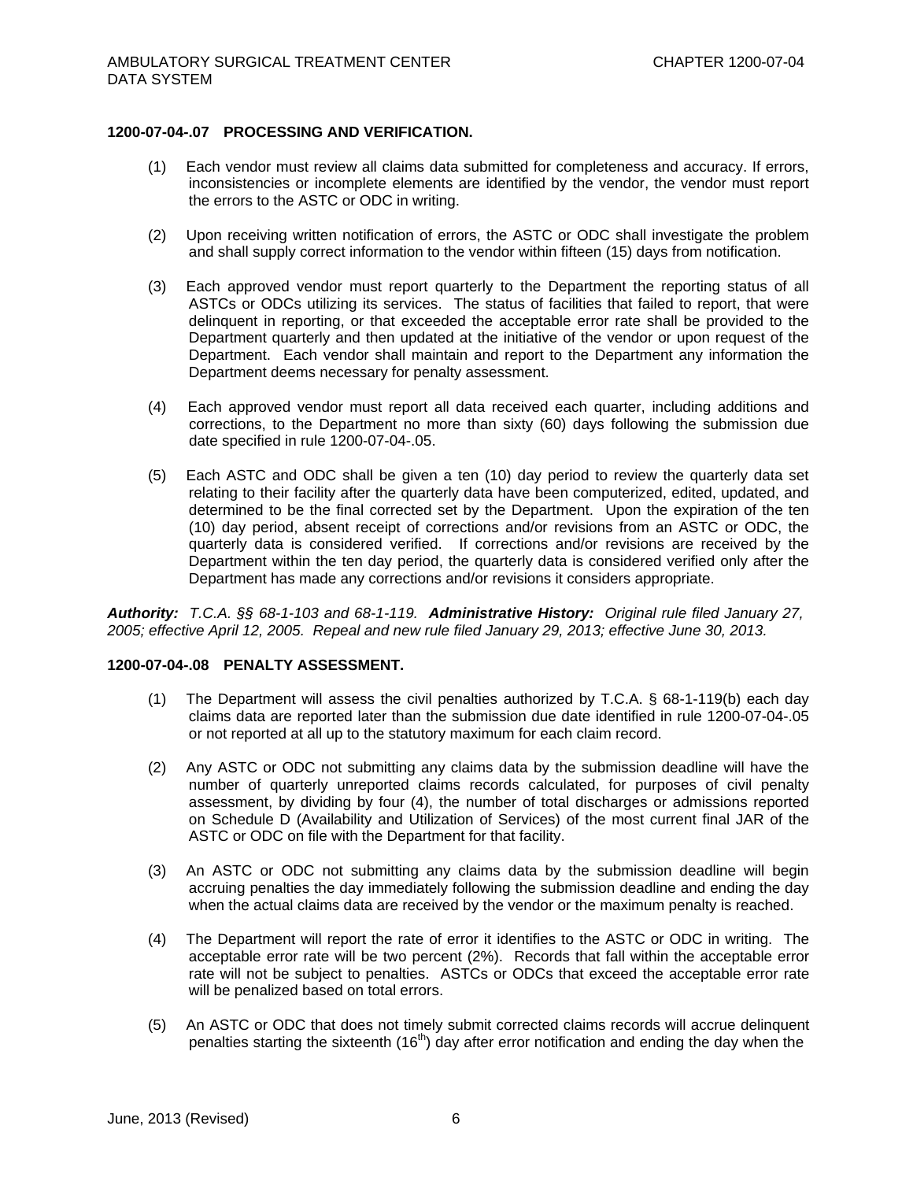### 1200-07-04-.07 PROCESSING AND VERIFICATION.

(1) Each vendor must review all claims data submitted for completeness and accuracy. If errors, inconsistencies or incomplete elements are identified by the vendor, the vendor must report the errors to the ASTC or ODC in writing.

(2) Upon receiving written notification of errors, the ASTC or ODC shall investigate the problem and shall supply correct information to the vendor within fifteen (15) days from notification.

(3) Each approved vendor must report quarterly to the Department the reporting status of all ASTCs or ODCs utilizing its services. The status of facilities that failed to report, that were delinquent in reporting, or that exceeded the acceptable error rate shall be provided to the Department quarterly and then updated at the initiative of the vendor or upon request of the Department. Each vendor shall maintain and report to the Department any information the Department deems necessary for penalty assessment.

(4) Each approved vendor must report all data received each quarter, including additions and corrections, to the Department no more than sixty (60) days following the submission due date specified in rule 1200-07-04-.05.

(5) Each ASTC and ODC shall be given a ten (10) day period to review the quarterly data set relating to their facility after the quarterly data have been computerized, edited, updated, and determined to be the final corrected set by the Department. Upon the expiration of the ten (10) day period, absent receipt of corrections and/or revisions from an ASTC or ODC, the quarterly data is considered verified. If corrections and/or revisions are received by the Department within the ten day period, the quarterly data is considered verified only after the Department has made any corrections and/or revisions it considers appropriate.

***Authority:*** *T.C.A. §§ 68-1-103 and 68-1-119.* ***Administrative History:*** *Original rule filed January 27, 2005; effective April 12, 2005. Repeal and new rule filed January 29, 2013; effective June 30, 2013.*

### 1200-07-04-.08 PENALTY ASSESSMENT.

(1) The Department will assess the civil penalties authorized by T.C.A. § 68-1-119(b) each day claims data are reported later than the submission due date identified in rule 1200-07-04-.05 or not reported at all up to the statutory maximum for each claim record.

(2) Any ASTC or ODC not submitting any claims data by the submission deadline will have the number of quarterly unreported claims records calculated, for purposes of civil penalty assessment, by dividing by four (4), the number of total discharges or admissions reported on Schedule D (Availability and Utilization of Services) of the most current final JAR of the ASTC or ODC on file with the Department for that facility.

(3) An ASTC or ODC not submitting any claims data by the submission deadline will begin accruing penalties the day immediately following the submission deadline and ending the day when the actual claims data are received by the vendor or the maximum penalty is reached.

(4) The Department will report the rate of error it identifies to the ASTC or ODC in writing. The acceptable error rate will be two percent (2%). Records that fall within the acceptable error rate will not be subject to penalties. ASTCs or ODCs that exceed the acceptable error rate will be penalized based on total errors.

(5) An ASTC or ODC that does not timely submit corrected claims records will accrue delinquent penalties starting the sixteenth (16th) day after error notification and ending the day when the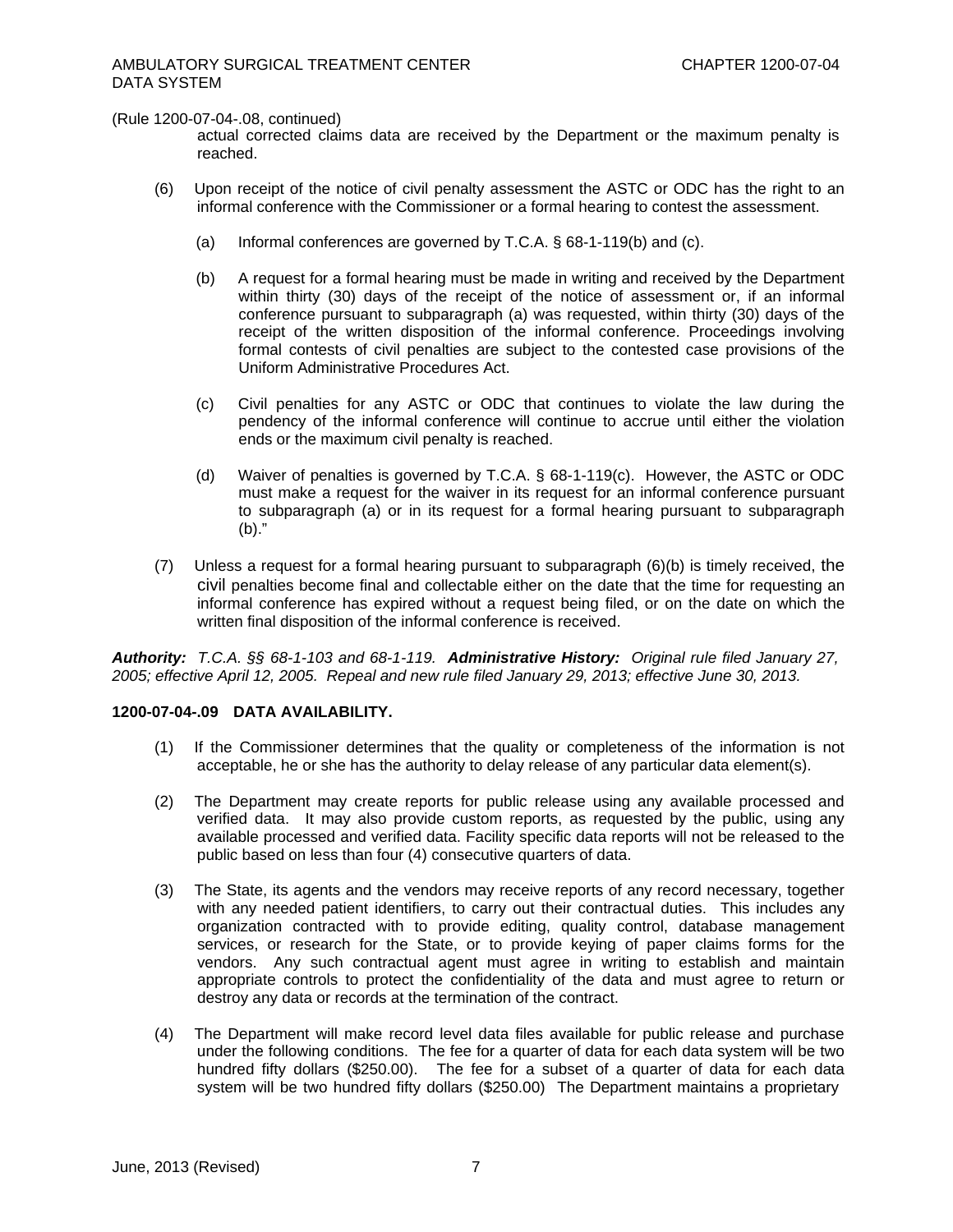(Rule 1200-07-04-.08, continued)

actual corrected claims data are received by the Department or the maximum penalty is reached.

(6) Upon receipt of the notice of civil penalty assessment the ASTC or ODC has the right to an informal conference with the Commissioner or a formal hearing to contest the assessment.

(a) Informal conferences are governed by T.C.A. § 68-1-119(b) and (c).

(b) A request for a formal hearing must be made in writing and received by the Department within thirty (30) days of the receipt of the notice of assessment or, if an informal conference pursuant to subparagraph (a) was requested, within thirty (30) days of the receipt of the written disposition of the informal conference. Proceedings involving formal contests of civil penalties are subject to the contested case provisions of the Uniform Administrative Procedures Act.

(c) Civil penalties for any ASTC or ODC that continues to violate the law during the pendency of the informal conference will continue to accrue until either the violation ends or the maximum civil penalty is reached.

(d) Waiver of penalties is governed by T.C.A. § 68-1-119(c). However, the ASTC or ODC must make a request for the waiver in its request for an informal conference pursuant to subparagraph (a) or in its request for a formal hearing pursuant to subparagraph (b)."

(7) Unless a request for a formal hearing pursuant to subparagraph (6)(b) is timely received, the civil penalties become final and collectable either on the date that the time for requesting an informal conference has expired without a request being filed, or on the date on which the written final disposition of the informal conference is received.

***Authority:*** *T.C.A. §§ 68-1-103 and 68-1-119.* ***Administrative History:*** *Original rule filed January 27, 2005; effective April 12, 2005. Repeal and new rule filed January 29, 2013; effective June 30, 2013.*

**1200-07-04-.09 DATA AVAILABILITY.**

(1) If the Commissioner determines that the quality or completeness of the information is not acceptable, he or she has the authority to delay release of any particular data element(s).

(2) The Department may create reports for public release using any available processed and verified data. It may also provide custom reports, as requested by the public, using any available processed and verified data. Facility specific data reports will not be released to the public based on less than four (4) consecutive quarters of data.

(3) The State, its agents and the vendors may receive reports of any record necessary, together with any needed patient identifiers, to carry out their contractual duties. This includes any organization contracted with to provide editing, quality control, database management services, or research for the State, or to provide keying of paper claims forms for the vendors. Any such contractual agent must agree in writing to establish and maintain appropriate controls to protect the confidentiality of the data and must agree to return or destroy any data or records at the termination of the contract.

(4) The Department will make record level data files available for public release and purchase under the following conditions. The fee for a quarter of data for each data system will be two hundred fifty dollars ($250.00). The fee for a subset of a quarter of data for each data system will be two hundred fifty dollars ($250.00) The Department maintains a proprietary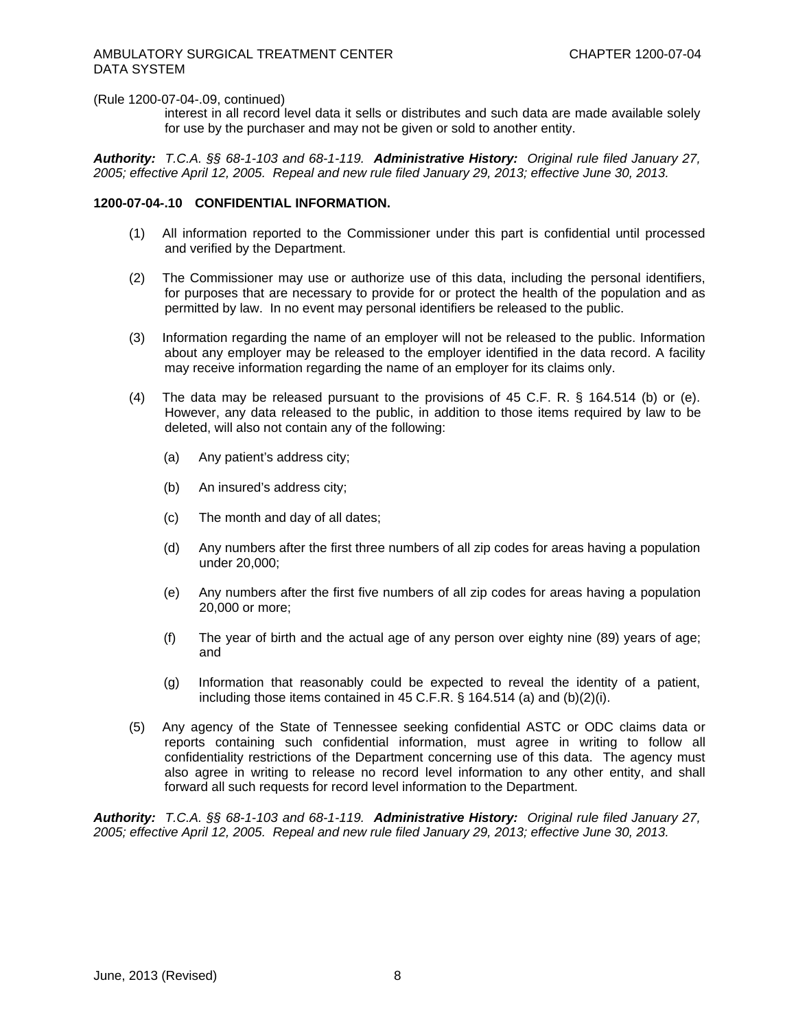(Rule 1200-07-04-.09, continued)

interest in all record level data it sells or distributes and such data are made available solely for use by the purchaser and may not be given or sold to another entity.

***Authority:*** *T.C.A. §§ 68-1-103 and 68-1-119.* ***Administrative History:*** *Original rule filed January 27, 2005; effective April 12, 2005. Repeal and new rule filed January 29, 2013; effective June 30, 2013.*

**1200-07-04-.10 CONFIDENTIAL INFORMATION.**

(1) All information reported to the Commissioner under this part is confidential until processed and verified by the Department.

(2) The Commissioner may use or authorize use of this data, including the personal identifiers, for purposes that are necessary to provide for or protect the health of the population and as permitted by law. In no event may personal identifiers be released to the public.

(3) Information regarding the name of an employer will not be released to the public. Information about any employer may be released to the employer identified in the data record. A facility may receive information regarding the name of an employer for its claims only.

(4) The data may be released pursuant to the provisions of 45 C.F. R. § 164.514 (b) or (e). However, any data released to the public, in addition to those items required by law to be deleted, will also not contain any of the following:

(a) Any patient's address city;

(b) An insured's address city;

(c) The month and day of all dates;

(d) Any numbers after the first three numbers of all zip codes for areas having a population under 20,000;

(e) Any numbers after the first five numbers of all zip codes for areas having a population 20,000 or more;

(f) The year of birth and the actual age of any person over eighty nine (89) years of age; and

(g) Information that reasonably could be expected to reveal the identity of a patient, including those items contained in 45 C.F.R. § 164.514 (a) and (b)(2)(i).

(5) Any agency of the State of Tennessee seeking confidential ASTC or ODC claims data or reports containing such confidential information, must agree in writing to follow all confidentiality restrictions of the Department concerning use of this data. The agency must also agree in writing to release no record level information to any other entity, and shall forward all such requests for record level information to the Department.

***Authority:*** *T.C.A. §§ 68-1-103 and 68-1-119.* ***Administrative History:*** *Original rule filed January 27, 2005; effective April 12, 2005. Repeal and new rule filed January 29, 2013; effective June 30, 2013.*